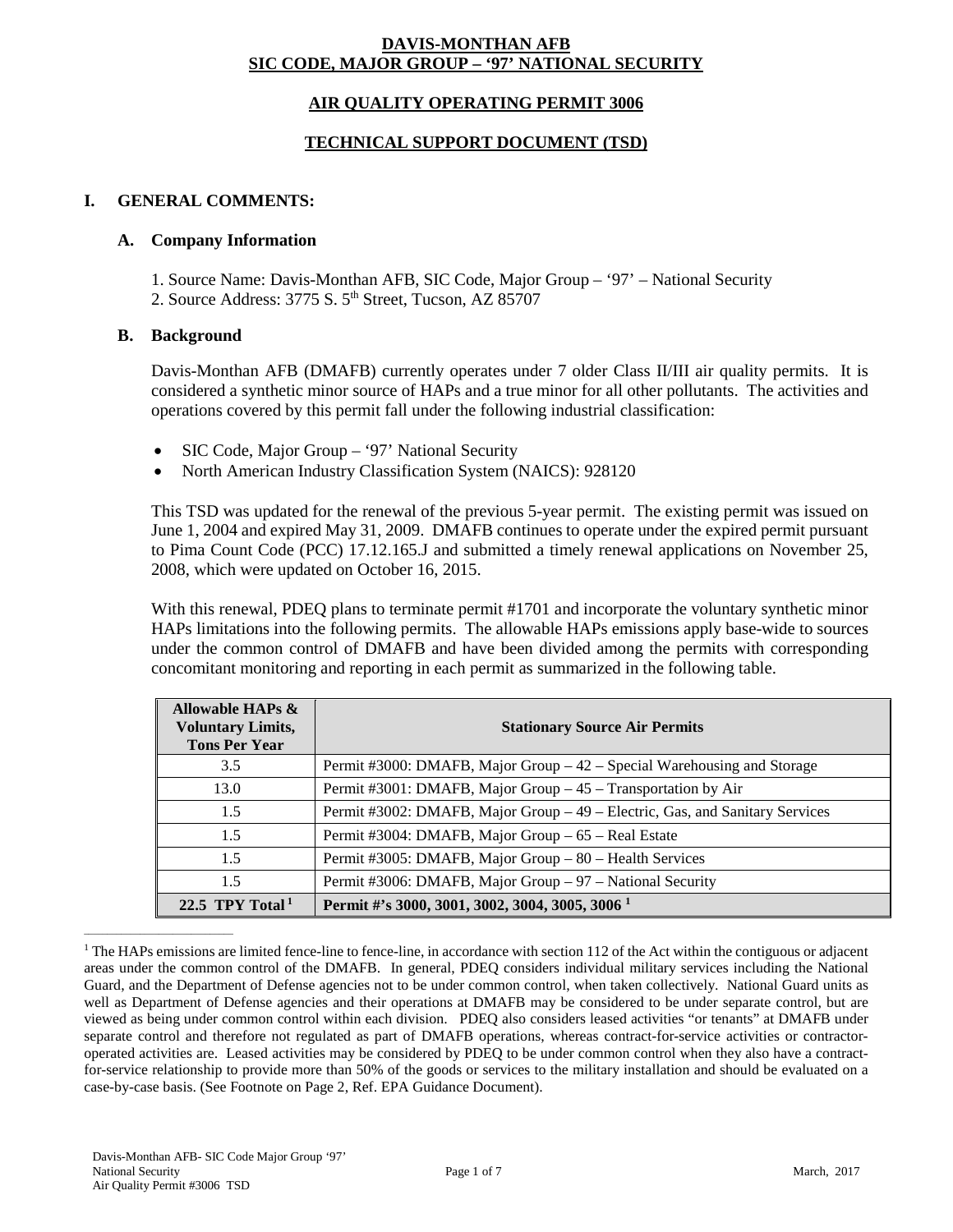**DAVIS-MONTHAN AFB**
**SIC CODE, MAJOR GROUP – '97' NATIONAL SECURITY**

**AIR QUALITY OPERATING PERMIT 3006**

**TECHNICAL SUPPORT DOCUMENT (TSD)**

# I. GENERAL COMMENTS:

## A. Company Information

1. Source Name: Davis-Monthan AFB, SIC Code, Major Group – '97' – National Security
2. Source Address: 3775 S. 5th Street, Tucson, AZ 85707

## B. Background

Davis-Monthan AFB (DMAFB) currently operates under 7 older Class II/III air quality permits. It is considered a synthetic minor source of HAPs and a true minor for all other pollutants. The activities and operations covered by this permit fall under the following industrial classification:

- SIC Code, Major Group – '97' National Security
- North American Industry Classification System (NAICS): 928120

This TSD was updated for the renewal of the previous 5-year permit. The existing permit was issued on June 1, 2004 and expired May 31, 2009. DMAFB continues to operate under the expired permit pursuant to Pima Count Code (PCC) 17.12.165.J and submitted a timely renewal applications on November 25, 2008, which were updated on October 16, 2015.

With this renewal, PDEQ plans to terminate permit #1701 and incorporate the voluntary synthetic minor HAPs limitations into the following permits. The allowable HAPs emissions apply base-wide to sources under the common control of DMAFB and have been divided among the permits with corresponding concomitant monitoring and reporting in each permit as summarized in the following table.

| Allowable HAPs & Voluntary Limits, Tons Per Year | Stationary Source Air Permits |
|---|---|
| 3.5 | Permit #3000: DMAFB, Major Group – 42 – Special Warehousing and Storage |
| 13.0 | Permit #3001: DMAFB, Major Group – 45 – Transportation by Air |
| 1.5 | Permit #3002: DMAFB, Major Group – 49 – Electric, Gas, and Sanitary Services |
| 1.5 | Permit #3004: DMAFB, Major Group – 65 – Real Estate |
| 1.5 | Permit #3005: DMAFB, Major Group – 80 – Health Services |
| 1.5 | Permit #3006: DMAFB, Major Group – 97 – National Security |
| **22.5 TPY Total [1]** | **Permit #'s 3000, 3001, 3002, 3004, 3005, 3006 [1]** |

---

[1] The HAPs emissions are limited fence-line to fence-line, in accordance with section 112 of the Act within the contiguous or adjacent areas under the common control of the DMAFB. In general, PDEQ considers individual military services including the National Guard, and the Department of Defense agencies not to be under common control, when taken collectively. National Guard units as well as Department of Defense agencies and their operations at DMAFB may be considered to be under separate control, but are viewed as being under common control within each division. PDEQ also considers leased activities "or tenants" at DMAFB under separate control and therefore not regulated as part of DMAFB operations, whereas contract-for-service activities or contractor-operated activities are. Leased activities may be considered by PDEQ to be under common control when they also have a contract-for-service relationship to provide more than 50% of the goods or services to the military installation and should be evaluated on a case-by-case basis. (See Footnote on Page 2, Ref. EPA Guidance Document).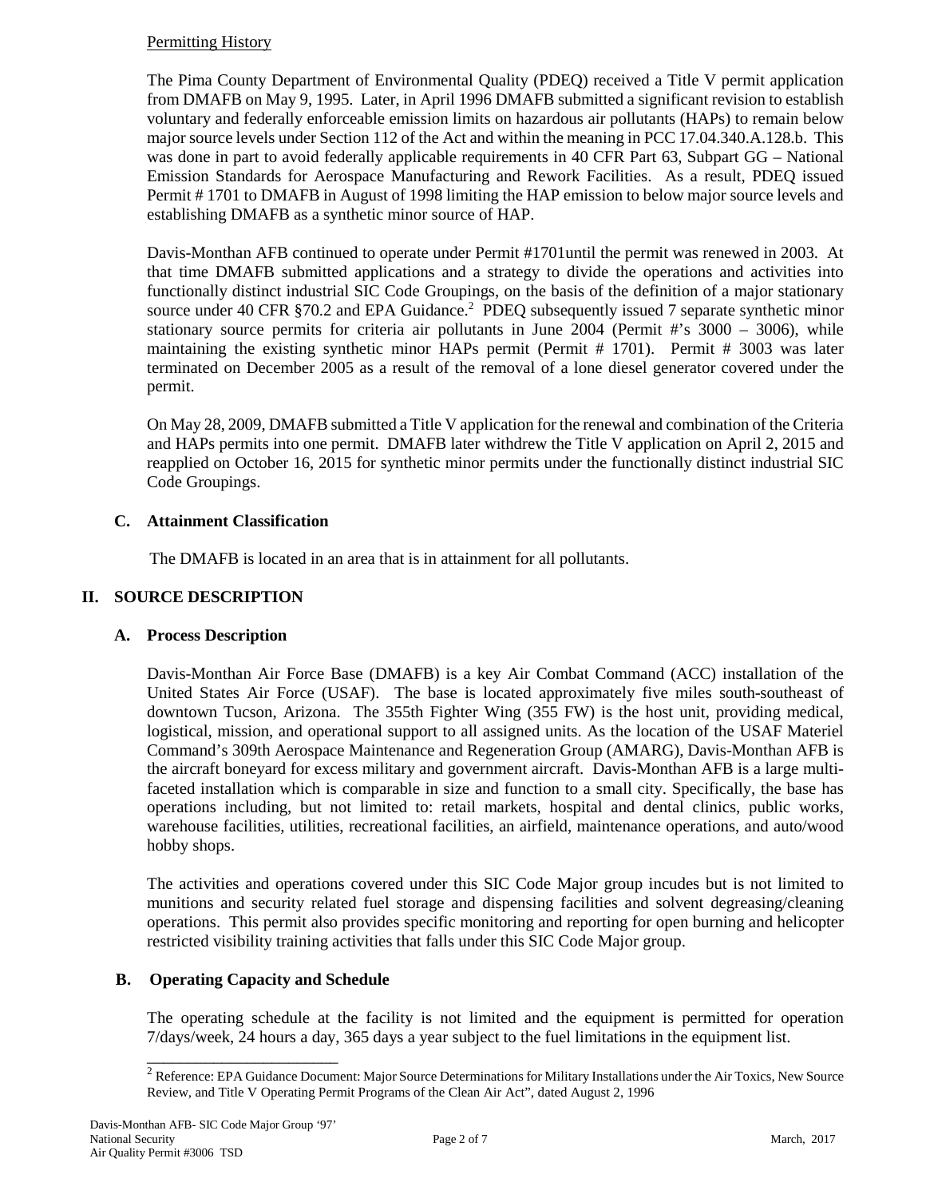Permitting History

The Pima County Department of Environmental Quality (PDEQ) received a Title V permit application from DMAFB on May 9, 1995. Later, in April 1996 DMAFB submitted a significant revision to establish voluntary and federally enforceable emission limits on hazardous air pollutants (HAPs) to remain below major source levels under Section 112 of the Act and within the meaning in PCC 17.04.340.A.128.b. This was done in part to avoid federally applicable requirements in 40 CFR Part 63, Subpart GG – National Emission Standards for Aerospace Manufacturing and Rework Facilities. As a result, PDEQ issued Permit # 1701 to DMAFB in August of 1998 limiting the HAP emission to below major source levels and establishing DMAFB as a synthetic minor source of HAP.

Davis-Monthan AFB continued to operate under Permit #1701until the permit was renewed in 2003. At that time DMAFB submitted applications and a strategy to divide the operations and activities into functionally distinct industrial SIC Code Groupings, on the basis of the definition of a major stationary source under 40 CFR §70.2 and EPA Guidance.[2] PDEQ subsequently issued 7 separate synthetic minor stationary source permits for criteria air pollutants in June 2004 (Permit #'s 3000 – 3006), while maintaining the existing synthetic minor HAPs permit (Permit # 1701). Permit # 3003 was later terminated on December 2005 as a result of the removal of a lone diesel generator covered under the permit.

On May 28, 2009, DMAFB submitted a Title V application for the renewal and combination of the Criteria and HAPs permits into one permit. DMAFB later withdrew the Title V application on April 2, 2015 and reapplied on October 16, 2015 for synthetic minor permits under the functionally distinct industrial SIC Code Groupings.

### C. Attainment Classification

The DMAFB is located in an area that is in attainment for all pollutants.

## II. SOURCE DESCRIPTION

### A. Process Description

Davis-Monthan Air Force Base (DMAFB) is a key Air Combat Command (ACC) installation of the United States Air Force (USAF). The base is located approximately five miles south-southeast of downtown Tucson, Arizona. The 355th Fighter Wing (355 FW) is the host unit, providing medical, logistical, mission, and operational support to all assigned units. As the location of the USAF Materiel Command's 309th Aerospace Maintenance and Regeneration Group (AMARG), Davis-Monthan AFB is the aircraft boneyard for excess military and government aircraft. Davis-Monthan AFB is a large multi-faceted installation which is comparable in size and function to a small city. Specifically, the base has operations including, but not limited to: retail markets, hospital and dental clinics, public works, warehouse facilities, utilities, recreational facilities, an airfield, maintenance operations, and auto/wood hobby shops.

The activities and operations covered under this SIC Code Major group incudes but is not limited to munitions and security related fuel storage and dispensing facilities and solvent degreasing/cleaning operations. This permit also provides specific monitoring and reporting for open burning and helicopter restricted visibility training activities that falls under this SIC Code Major group.

### B. Operating Capacity and Schedule

The operating schedule at the facility is not limited and the equipment is permitted for operation 7/days/week, 24 hours a day, 365 days a year subject to the fuel limitations in the equipment list.

[2] Reference: EPA Guidance Document: Major Source Determinations for Military Installations under the Air Toxics, New Source Review, and Title V Operating Permit Programs of the Clean Air Act", dated August 2, 1996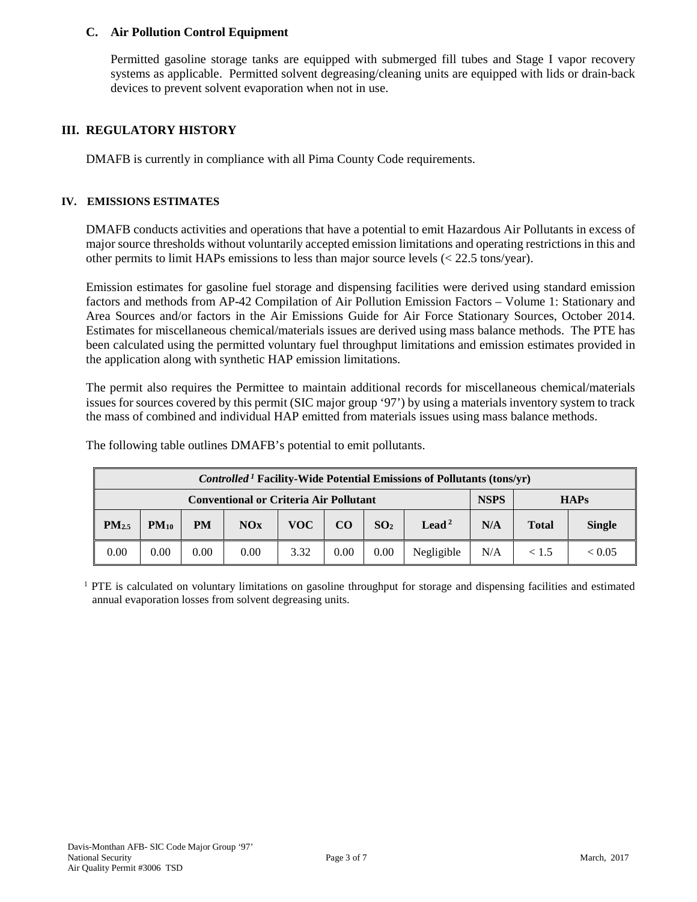### C. Air Pollution Control Equipment

Permitted gasoline storage tanks are equipped with submerged fill tubes and Stage I vapor recovery systems as applicable. Permitted solvent degreasing/cleaning units are equipped with lids or drain-back devices to prevent solvent evaporation when not in use.

## III. REGULATORY HISTORY

DMAFB is currently in compliance with all Pima County Code requirements.

## IV. EMISSIONS ESTIMATES

DMAFB conducts activities and operations that have a potential to emit Hazardous Air Pollutants in excess of major source thresholds without voluntarily accepted emission limitations and operating restrictions in this and other permits to limit HAPs emissions to less than major source levels (< 22.5 tons/year).

Emission estimates for gasoline fuel storage and dispensing facilities were derived using standard emission factors and methods from AP-42 Compilation of Air Pollution Emission Factors – Volume 1: Stationary and Area Sources and/or factors in the Air Emissions Guide for Air Force Stationary Sources, October 2014. Estimates for miscellaneous chemical/materials issues are derived using mass balance methods. The PTE has been calculated using the permitted voluntary fuel throughput limitations and emission estimates provided in the application along with synthetic HAP emission limitations.

The permit also requires the Permittee to maintain additional records for miscellaneous chemical/materials issues for sources covered by this permit (SIC major group '97') by using a materials inventory system to track the mass of combined and individual HAP emitted from materials issues using mass balance methods.

The following table outlines DMAFB's potential to emit pollutants.

| *Controlled* [1] Facility-Wide Potential Emissions of Pollutants (tons/yr) | | | | | | | | | | |
|---|---|---|---|---|---|---|---|---|---|---|
| Conventional or Criteria Air Pollutant | | | | | | | | NSPS | HAPs | |
| $PM_{2.5}$ | $PM_{10}$ | PM | NOx | VOC | CO | $SO_2$ | Lead [2] | N/A | Total | Single |
| 0.00 | 0.00 | 0.00 | 0.00 | 3.32 | 0.00 | 0.00 | Negligible | N/A | < 1.5 | < 0.05 |

[1] PTE is calculated on voluntary limitations on gasoline throughput for storage and dispensing facilities and estimated annual evaporation losses from solvent degreasing units.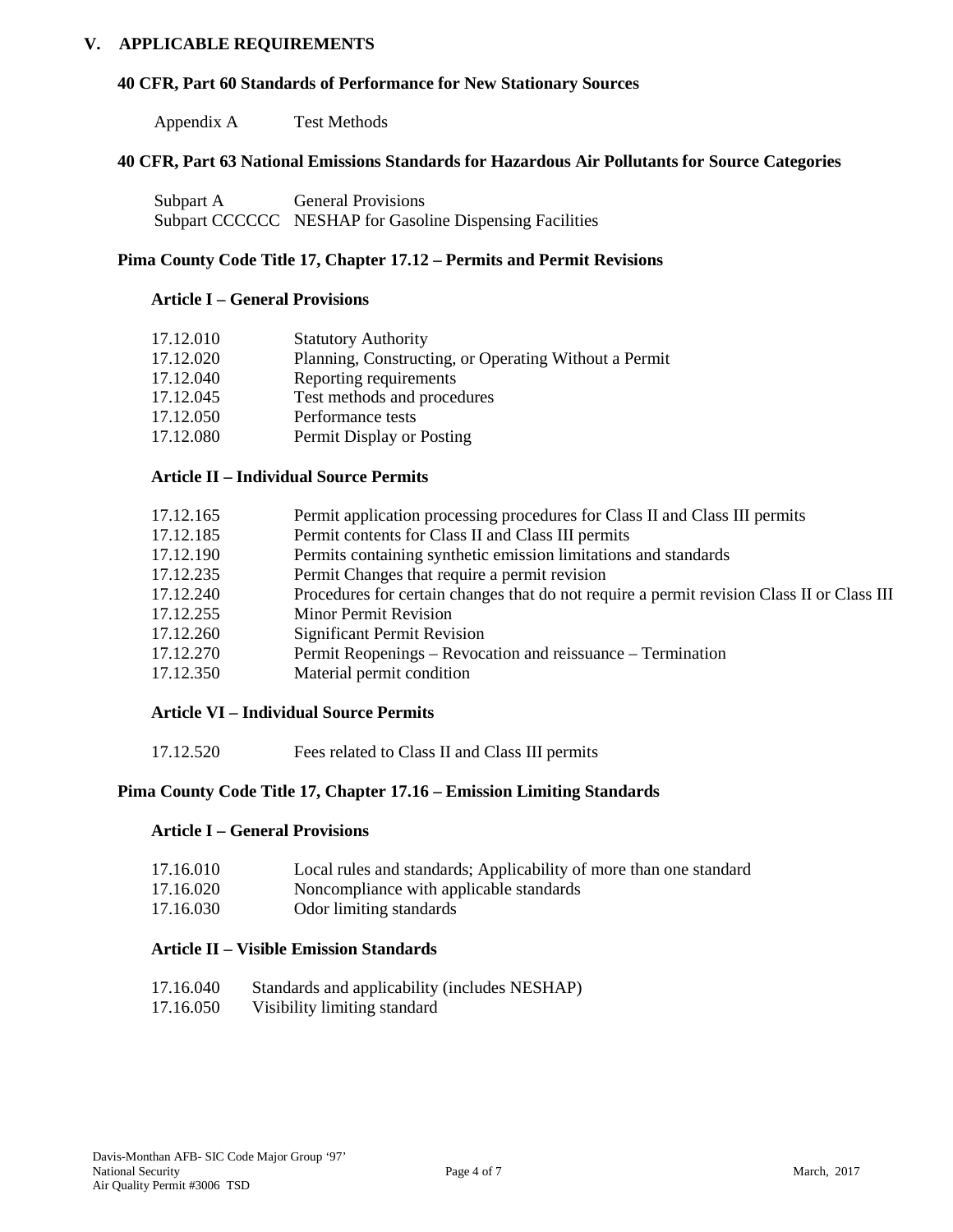## V. APPLICABLE REQUIREMENTS

### 40 CFR, Part 60 Standards of Performance for New Stationary Sources

| | |
|---|---|
| Appendix A | Test Methods |

### 40 CFR, Part 63 National Emissions Standards for Hazardous Air Pollutants for Source Categories

| | |
|---|---|
| Subpart A | General Provisions |
| Subpart CCCCCC | NESHAP for Gasoline Dispensing Facilities |

### Pima County Code Title 17, Chapter 17.12 – Permits and Permit Revisions

#### Article I – General Provisions

| | |
|---|---|
| 17.12.010 | Statutory Authority |
| 17.12.020 | Planning, Constructing, or Operating Without a Permit |
| 17.12.040 | Reporting requirements |
| 17.12.045 | Test methods and procedures |
| 17.12.050 | Performance tests |
| 17.12.080 | Permit Display or Posting |

#### Article II – Individual Source Permits

| | |
|---|---|
| 17.12.165 | Permit application processing procedures for Class II and Class III permits |
| 17.12.185 | Permit contents for Class II and Class III permits |
| 17.12.190 | Permits containing synthetic emission limitations and standards |
| 17.12.235 | Permit Changes that require a permit revision |
| 17.12.240 | Procedures for certain changes that do not require a permit revision Class II or Class III |
| 17.12.255 | Minor Permit Revision |
| 17.12.260 | Significant Permit Revision |
| 17.12.270 | Permit Reopenings – Revocation and reissuance – Termination |
| 17.12.350 | Material permit condition |

#### Article VI – Individual Source Permits

| | |
|---|---|
| 17.12.520 | Fees related to Class II and Class III permits |

### Pima County Code Title 17, Chapter 17.16 – Emission Limiting Standards

#### Article I – General Provisions

| | |
|---|---|
| 17.16.010 | Local rules and standards; Applicability of more than one standard |
| 17.16.020 | Noncompliance with applicable standards |
| 17.16.030 | Odor limiting standards |

#### Article II – Visible Emission Standards

| | |
|---|---|
| 17.16.040 | Standards and applicability (includes NESHAP) |
| 17.16.050 | Visibility limiting standard |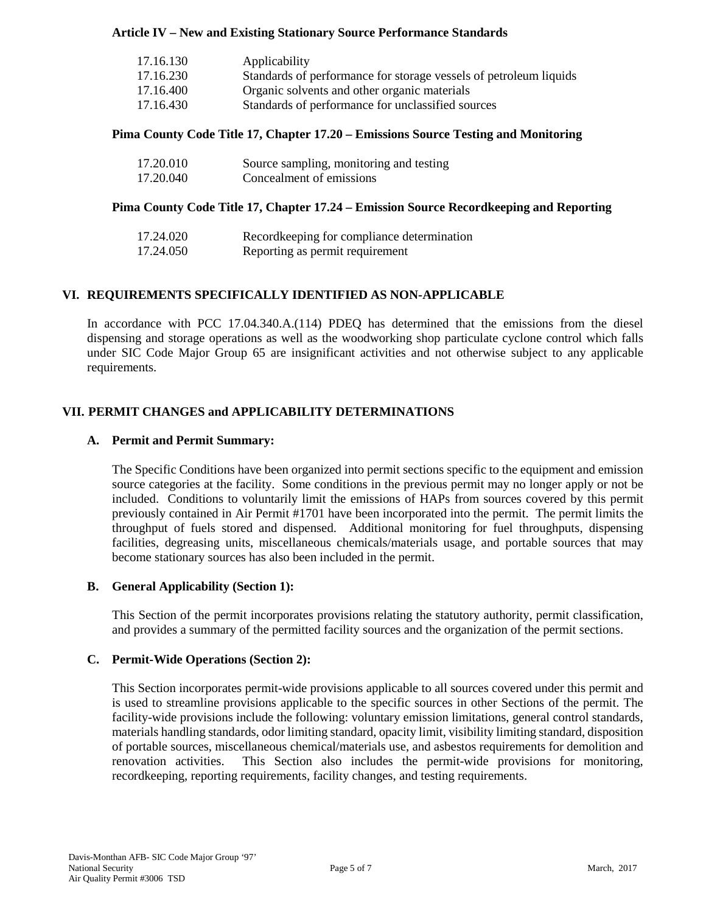**Article IV – New and Existing Stationary Source Performance Standards**

| | |
|---|---|
| 17.16.130 | Applicability |
| 17.16.230 | Standards of performance for storage vessels of petroleum liquids |
| 17.16.400 | Organic solvents and other organic materials |
| 17.16.430 | Standards of performance for unclassified sources |

**Pima County Code Title 17, Chapter 17.20 – Emissions Source Testing and Monitoring**

| | |
|---|---|
| 17.20.010 | Source sampling, monitoring and testing |
| 17.20.040 | Concealment of emissions |

**Pima County Code Title 17, Chapter 17.24 – Emission Source Recordkeeping and Reporting**

| | |
|---|---|
| 17.24.020 | Recordkeeping for compliance determination |
| 17.24.050 | Reporting as permit requirement |

## VI. REQUIREMENTS SPECIFICALLY IDENTIFIED AS NON-APPLICABLE

In accordance with PCC 17.04.340.A.(114) PDEQ has determined that the emissions from the diesel dispensing and storage operations as well as the woodworking shop particulate cyclone control which falls under SIC Code Major Group 65 are insignificant activities and not otherwise subject to any applicable requirements.

## VII. PERMIT CHANGES and APPLICABILITY DETERMINATIONS

### A. Permit and Permit Summary:

The Specific Conditions have been organized into permit sections specific to the equipment and emission source categories at the facility. Some conditions in the previous permit may no longer apply or not be included. Conditions to voluntarily limit the emissions of HAPs from sources covered by this permit previously contained in Air Permit #1701 have been incorporated into the permit. The permit limits the throughput of fuels stored and dispensed. Additional monitoring for fuel throughputs, dispensing facilities, degreasing units, miscellaneous chemicals/materials usage, and portable sources that may become stationary sources has also been included in the permit.

### B. General Applicability (Section 1):

This Section of the permit incorporates provisions relating the statutory authority, permit classification, and provides a summary of the permitted facility sources and the organization of the permit sections.

### C. Permit-Wide Operations (Section 2):

This Section incorporates permit-wide provisions applicable to all sources covered under this permit and is used to streamline provisions applicable to the specific sources in other Sections of the permit. The facility-wide provisions include the following: voluntary emission limitations, general control standards, materials handling standards, odor limiting standard, opacity limit, visibility limiting standard, disposition of portable sources, miscellaneous chemical/materials use, and asbestos requirements for demolition and renovation activities. This Section also includes the permit-wide provisions for monitoring, recordkeeping, reporting requirements, facility changes, and testing requirements.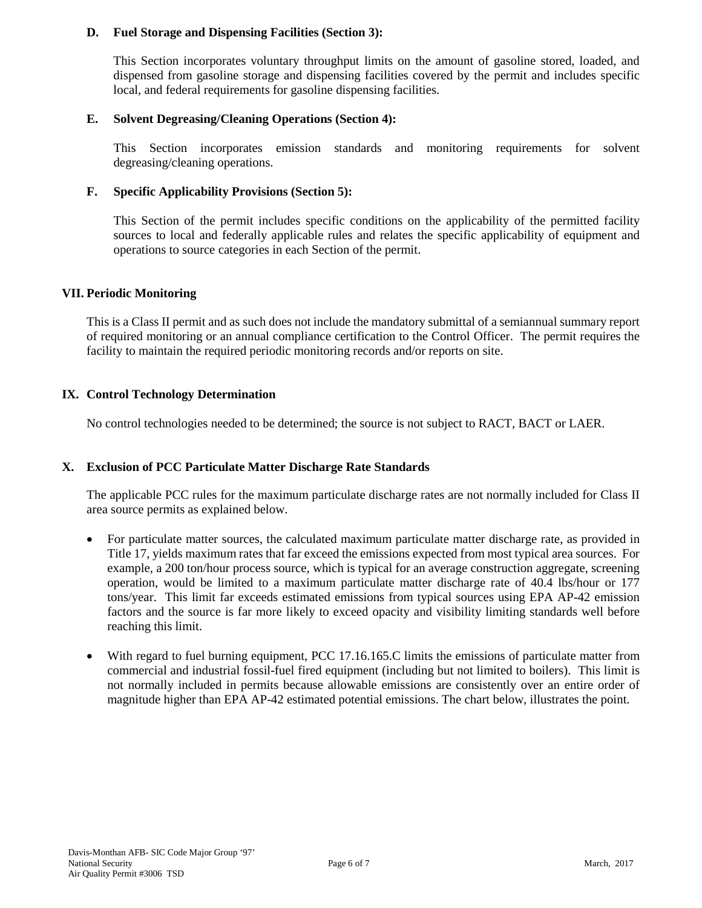**D. Fuel Storage and Dispensing Facilities (Section 3):**

This Section incorporates voluntary throughput limits on the amount of gasoline stored, loaded, and dispensed from gasoline storage and dispensing facilities covered by the permit and includes specific local, and federal requirements for gasoline dispensing facilities.

**E. Solvent Degreasing/Cleaning Operations (Section 4):**

This Section incorporates emission standards and monitoring requirements for solvent degreasing/cleaning operations.

**F. Specific Applicability Provisions (Section 5):**

This Section of the permit includes specific conditions on the applicability of the permitted facility sources to local and federally applicable rules and relates the specific applicability of equipment and operations to source categories in each Section of the permit.

## VII. Periodic Monitoring

This is a Class II permit and as such does not include the mandatory submittal of a semiannual summary report of required monitoring or an annual compliance certification to the Control Officer. The permit requires the facility to maintain the required periodic monitoring records and/or reports on site.

## IX. Control Technology Determination

No control technologies needed to be determined; the source is not subject to RACT, BACT or LAER.

## X. Exclusion of PCC Particulate Matter Discharge Rate Standards

The applicable PCC rules for the maximum particulate discharge rates are not normally included for Class II area source permits as explained below.

- For particulate matter sources, the calculated maximum particulate matter discharge rate, as provided in Title 17, yields maximum rates that far exceed the emissions expected from most typical area sources. For example, a 200 ton/hour process source, which is typical for an average construction aggregate, screening operation, would be limited to a maximum particulate matter discharge rate of 40.4 lbs/hour or 177 tons/year. This limit far exceeds estimated emissions from typical sources using EPA AP-42 emission factors and the source is far more likely to exceed opacity and visibility limiting standards well before reaching this limit.
- With regard to fuel burning equipment, PCC 17.16.165.C limits the emissions of particulate matter from commercial and industrial fossil-fuel fired equipment (including but not limited to boilers). This limit is not normally included in permits because allowable emissions are consistently over an entire order of magnitude higher than EPA AP-42 estimated potential emissions. The chart below, illustrates the point.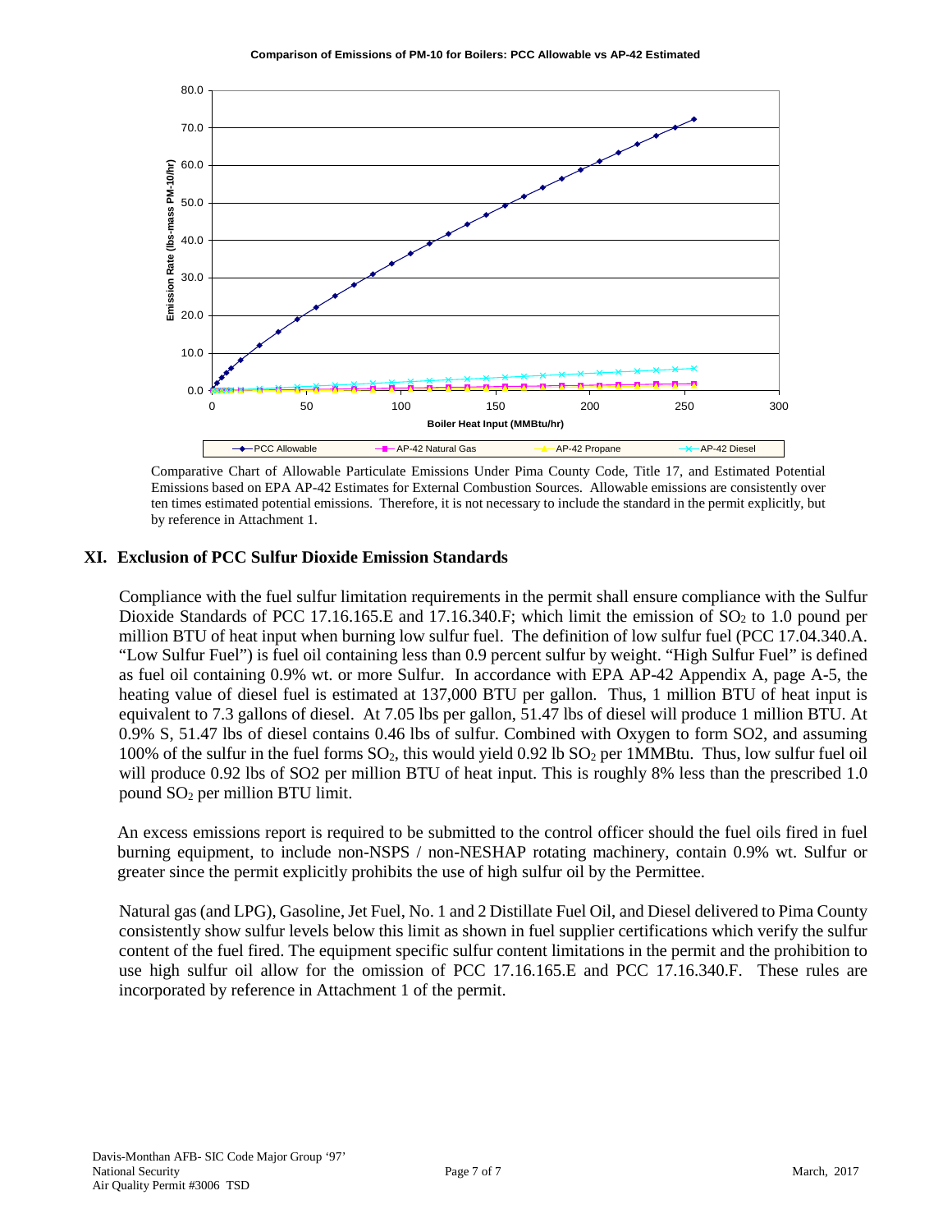**Comparison of Emissions of PM-10 for Boilers: PCC Allowable vs AP-42 Estimated**

80.0
70.0
60.0
50.0
40.0
30.0
20.0
10.0
0.0

Emission Rate (lbs-mass PM-10/hr)

0
50
100
150
200
250
300

Boiler Heat Input (MMBtu/hr)

PCC Allowable
AP-42 Natural Gas
AP-42 Propane
AP-42 Diesel

Comparative Chart of Allowable Particulate Emissions Under Pima County Code, Title 17, and Estimated Potential Emissions based on EPA AP-42 Estimates for External Combustion Sources. Allowable emissions are consistently over ten times estimated potential emissions. Therefore, it is not necessary to include the standard in the permit explicitly, but by reference in Attachment 1.

## XI. Exclusion of PCC Sulfur Dioxide Emission Standards

Compliance with the fuel sulfur limitation requirements in the permit shall ensure compliance with the Sulfur Dioxide Standards of PCC 17.16.165.E and 17.16.340.F; which limit the emission of $SO_2$ to 1.0 pound per million BTU of heat input when burning low sulfur fuel. The definition of low sulfur fuel (PCC 17.04.340.A. "Low Sulfur Fuel") is fuel oil containing less than 0.9 percent sulfur by weight. "High Sulfur Fuel" is defined as fuel oil containing 0.9% wt. or more Sulfur. In accordance with EPA AP-42 Appendix A, page A-5, the heating value of diesel fuel is estimated at 137,000 BTU per gallon. Thus, 1 million BTU of heat input is equivalent to 7.3 gallons of diesel. At 7.05 lbs per gallon, 51.47 lbs of diesel will produce 1 million BTU. At 0.9% S, 51.47 lbs of diesel contains 0.46 lbs of sulfur. Combined with Oxygen to form SO2, and assuming 100% of the sulfur in the fuel forms $SO_2$, this would yield 0.92 lb $SO_2$ per 1MMBtu. Thus, low sulfur fuel oil will produce 0.92 lbs of SO2 per million BTU of heat input. This is roughly 8% less than the prescribed 1.0 pound $SO_2$ per million BTU limit.

An excess emissions report is required to be submitted to the control officer should the fuel oils fired in fuel burning equipment, to include non-NSPS / non-NESHAP rotating machinery, contain 0.9% wt. Sulfur or greater since the permit explicitly prohibits the use of high sulfur oil by the Permittee.

Natural gas (and LPG), Gasoline, Jet Fuel, No. 1 and 2 Distillate Fuel Oil, and Diesel delivered to Pima County consistently show sulfur levels below this limit as shown in fuel supplier certifications which verify the sulfur content of the fuel fired. The equipment specific sulfur content limitations in the permit and the prohibition to use high sulfur oil allow for the omission of PCC 17.16.165.E and PCC 17.16.340.F. These rules are incorporated by reference in Attachment 1 of the permit.